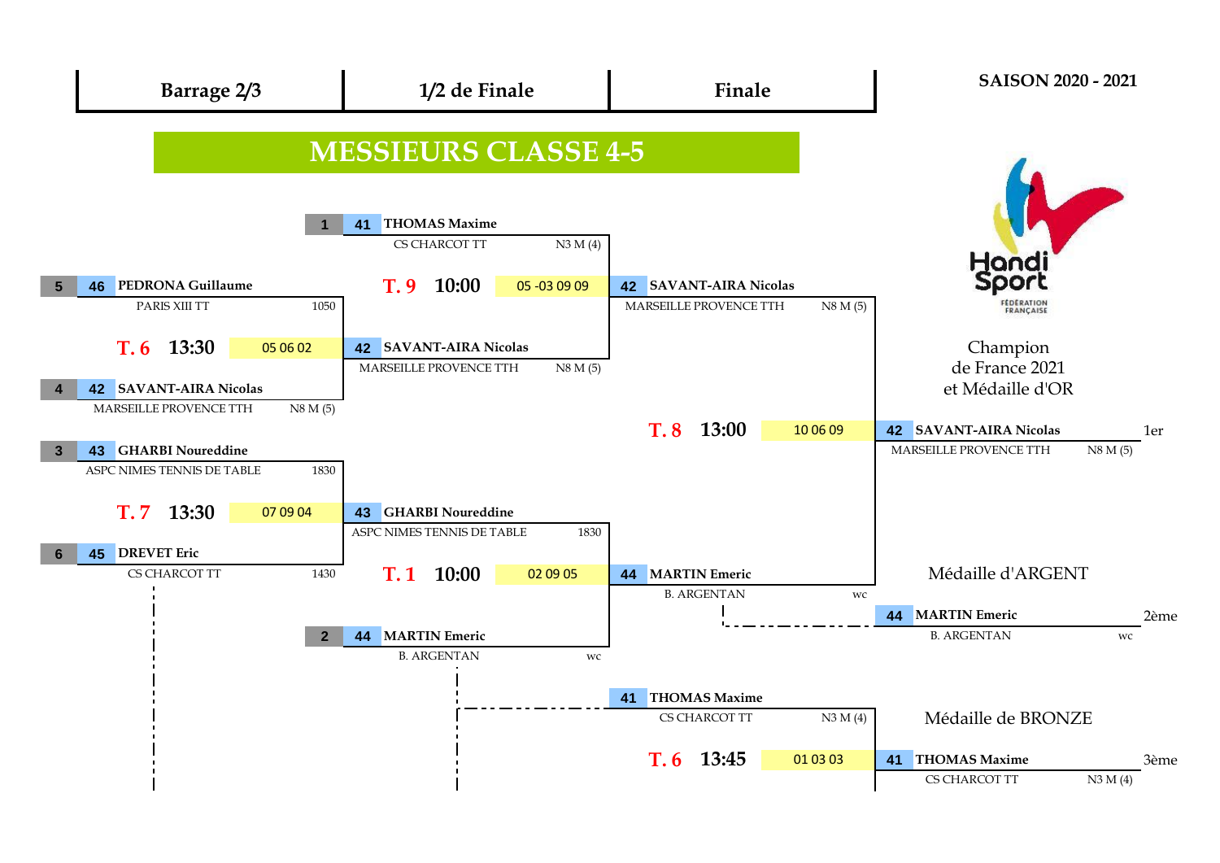**SAISON 2020 - 2021**

| Barrage 2/3 | 1/2 de Finale | Finale |
|---|---|---|

# MESSIEURS CLASSE 4-5

## Barrage 2/3

**T. 6 — 13:30 — 05 06 02**

- 5 — 46 **PEDRONA Guillaume** — PARIS XIII TT — 1050
- 4 — 42 **SAVANT-AIRA Nicolas** — MARSEILLE PROVENCE TTH — N8 M (5)

Vainqueur : 42 **SAVANT-AIRA Nicolas** — MARSEILLE PROVENCE TTH — N8 M (5)

**T. 7 — 13:30 — 07 09 04**

- 3 — 43 **GHARBI Noureddine** — ASPC NIMES TENNIS DE TABLE — 1830
- 6 — 45 **DREVET Eric** — CS CHARCOT TT — 1430

Vainqueur : 43 **GHARBI Noureddine** — ASPC NIMES TENNIS DE TABLE — 1830

## 1/2 de Finale

**T. 9 — 10:00 — 05 -03 09 09**

- 1 — 41 **THOMAS Maxime** — CS CHARCOT TT — N3 M (4)
- 42 **SAVANT-AIRA Nicolas** — MARSEILLE PROVENCE TTH — N8 M (5)

Vainqueur : 42 **SAVANT-AIRA Nicolas** — MARSEILLE PROVENCE TTH — N8 M (5)

**T. 1 — 10:00 — 02 09 05**

- 43 **GHARBI Noureddine** — ASPC NIMES TENNIS DE TABLE — 1830
- 2 — 44 **MARTIN Emeric** — B. ARGENTAN — wc

Vainqueur : 44 **MARTIN Emeric** — B. ARGENTAN — wc

## Finale

**T. 8 — 13:00 — 10 06 09**

- 42 **SAVANT-AIRA Nicolas** — MARSEILLE PROVENCE TTH — N8 M (5)
- 44 **MARTIN Emeric** — B. ARGENTAN — wc

## Match pour la 3ème place

**T. 6 — 13:45 — 01 03 03**

- 41 **THOMAS Maxime** — CS CHARCOT TT — N3 M (4)

## Classement

Champion de France 2021 et Médaille d'OR

1er — 42 **SAVANT-AIRA Nicolas** — MARSEILLE PROVENCE TTH — N8 M (5)

Médaille d'ARGENT

2ème — 44 **MARTIN Emeric** — B. ARGENTAN — wc

Médaille de BRONZE

3ème — 41 **THOMAS Maxime** — CS CHARCOT TT — N3 M (4)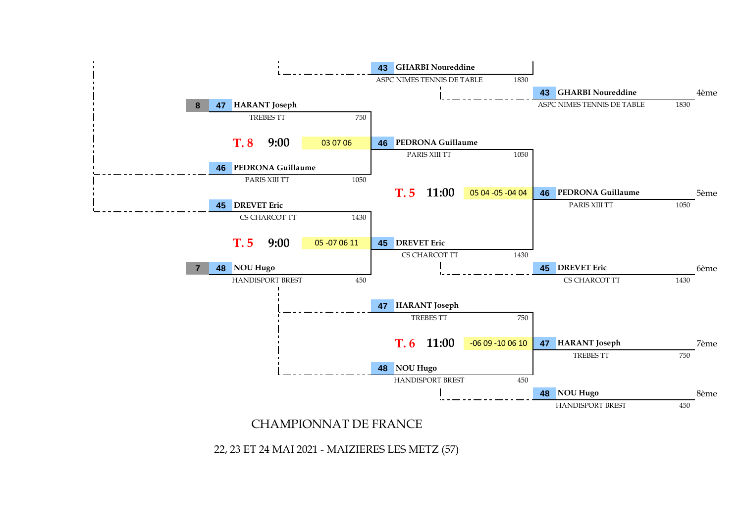43 GHARBI Noureddine
ASPC NIMES TENNIS DE TABLE 1830

43 GHARBI Noureddine — 4ème
ASPC NIMES TENNIS DE TABLE 1830

8 | 47 HARANT Joseph
TREBES TT 750

T. 8 9:00 03 07 06

46 PEDRONA Guillaume
PARIS XIII TT 1050

46 PEDRONA Guillaume
PARIS XIII TT 1050

T. 5 11:00 05 04 -05 -04 04

46 PEDRONA Guillaume — 5ème
PARIS XIII TT 1050

45 DREVET Eric
CS CHARCOT TT 1430

T. 5 9:00 05 -07 06 11

45 DREVET Eric
CS CHARCOT TT 1430

7 | 48 NOU Hugo
HANDISPORT BREST 450

45 DREVET Eric — 6ème
CS CHARCOT TT 1430

47 HARANT Joseph
TREBES TT 750

T. 6 11:00 -06 09 -10 06 10

47 HARANT Joseph — 7ème
TREBES TT 750

48 NOU Hugo
HANDISPORT BREST 450

48 NOU Hugo — 8ème
HANDISPORT BREST 450

CHAMPIONNAT DE FRANCE

22, 23 ET 24 MAI 2021 - MAIZIERES LES METZ (57)